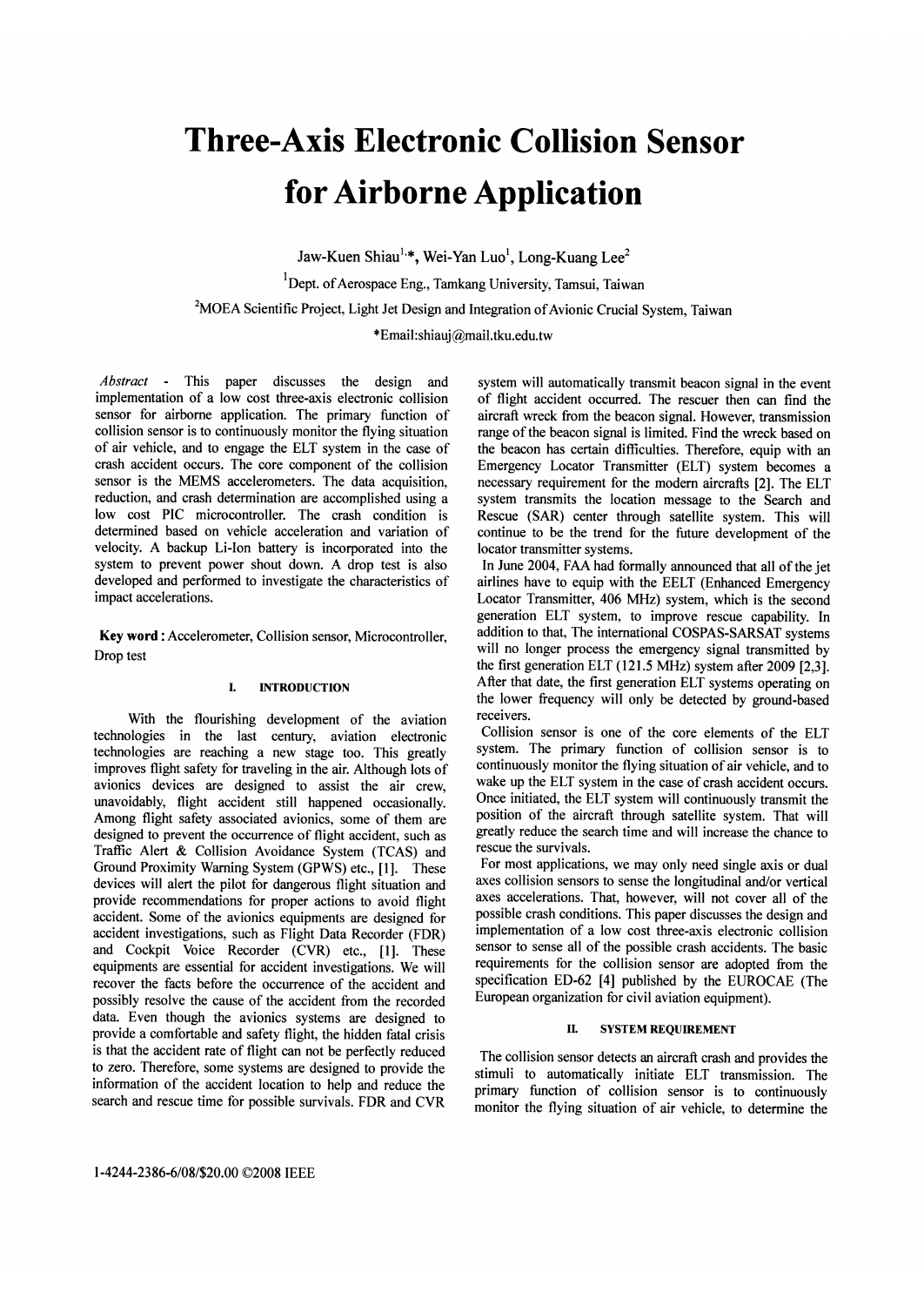# Three-Axis Electronic Collision Sensor for Airborne Application

Jaw-Kuen Shiau[1,*], Wei-Yan Luo[1], Long-Kuang Lee[2]

[1]Dept. of Aerospace Eng., Tamkang University, Tamsui, Taiwan

[2]MOEA Scientific Project, Light Jet Design and Integration of Avionic Crucial System, Taiwan

*Email:shiauj@mail.tku.edu.tw

*Abstract* - This paper discusses the design and implementation of a low cost three-axis electronic collision sensor for airborne application. The primary function of collision sensor is to continuously monitor the flying situation of air vehicle, and to engage the ELT system in the case of crash accident occurs. The core component of the collision sensor is the MEMS accelerometers. The data acquisition, reduction, and crash determination are accomplished using a low cost PIC microcontroller. The crash condition is determined based on vehicle acceleration and variation of velocity. A backup Li-Ion battery is incorporated into the system to prevent power shout down. A drop test is also developed and performed to investigate the characteristics of impact accelerations.

**Key word :** Accelerometer, Collision sensor, Microcontroller, Drop test

## I. INTRODUCTION

With the flourishing development of the aviation technologies in the last century, aviation electronic technologies are reaching a new stage too. This greatly improves flight safety for traveling in the air. Although lots of avionics devices are designed to assist the air crew, unavoidably, flight accident still happened occasionally. Among flight safety associated avionics, some of them are designed to prevent the occurrence of flight accident, such as Traffic Alert & Collision Avoidance System (TCAS) and Ground Proximity Warning System (GPWS) etc., [1]. These devices will alert the pilot for dangerous flight situation and provide recommendations for proper actions to avoid flight accident. Some of the avionics equipments are designed for accident investigations, such as Flight Data Recorder (FDR) and Cockpit Voice Recorder (CVR) etc., [1]. These equipments are essential for accident investigations. We will recover the facts before the occurrence of the accident and possibly resolve the cause of the accident from the recorded data. Even though the avionics systems are designed to provide a comfortable and safety flight, the hidden fatal crisis is that the accident rate of flight can not be perfectly reduced to zero. Therefore, some systems are designed to provide the information of the accident location to help and reduce the search and rescue time for possible survivals. FDR and CVR system will automatically transmit beacon signal in the event of flight accident occurred. The rescuer then can find the aircraft wreck from the beacon signal. However, transmission range of the beacon signal is limited. Find the wreck based on the beacon has certain difficulties. Therefore, equip with an Emergency Locator Transmitter (ELT) system becomes a necessary requirement for the modern aircrafts [2]. The ELT system transmits the location message to the Search and Rescue (SAR) center through satellite system. This will continue to be the trend for the future development of the locator transmitter systems.

In June 2004, FAA had formally announced that all of the jet airlines have to equip with the EELT (Enhanced Emergency Locator Transmitter, 406 MHz) system, which is the second generation ELT system, to improve rescue capability. In addition to that, The international COSPAS-SARSAT systems will no longer process the emergency signal transmitted by the first generation ELT (121.5 MHz) system after 2009 [2,3]. After that date, the first generation ELT systems operating on the lower frequency will only be detected by ground-based receivers.

Collision sensor is one of the core elements of the ELT system. The primary function of collision sensor is to continuously monitor the flying situation of air vehicle, and to wake up the ELT system in the case of crash accident occurs. Once initiated, the ELT system will continuously transmit the position of the aircraft through satellite system. That will greatly reduce the search time and will increase the chance to rescue the survivals.

For most applications, we may only need single axis or dual axes collision sensors to sense the longitudinal and/or vertical axes accelerations. That, however, will not cover all of the possible crash conditions. This paper discusses the design and implementation of a low cost three-axis electronic collision sensor to sense all of the possible crash accidents. The basic requirements for the collision sensor are adopted from the specification ED-62 [4] published by the EUROCAE (The European organization for civil aviation equipment).

## II. SYSTEM REQUIREMENT

The collision sensor detects an aircraft crash and provides the stimuli to automatically initiate ELT transmission. The primary function of collision sensor is to continuously monitor the flying situation of air vehicle, to determine the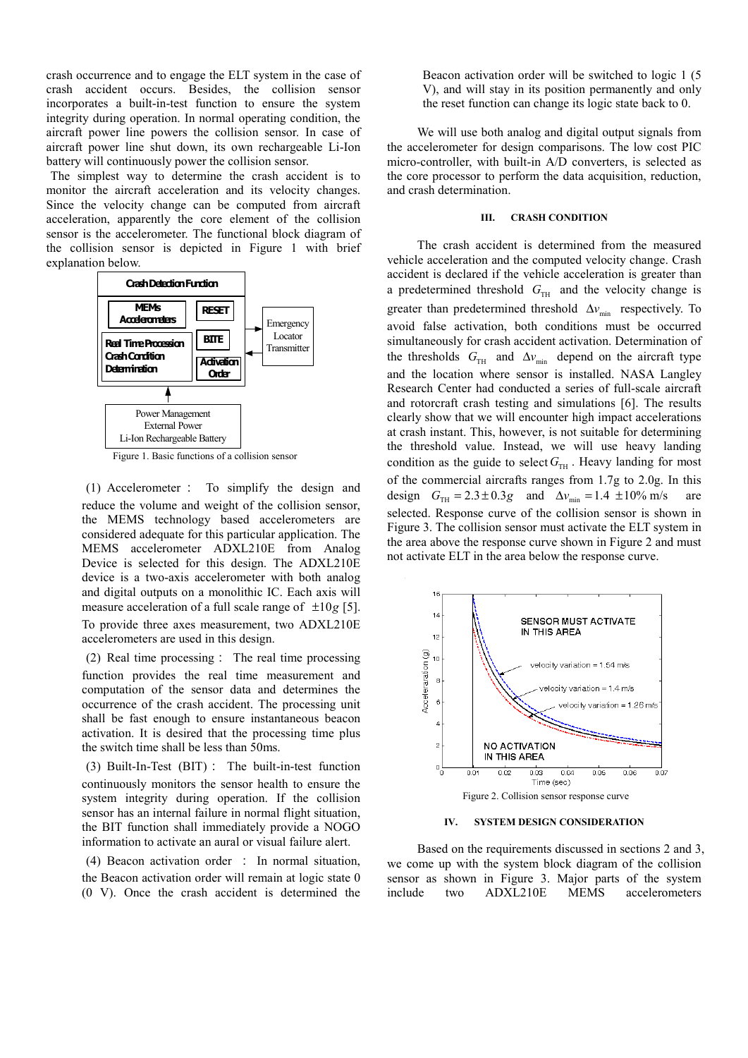crash occurrence and to engage the ELT system in the case of crash accident occurs. Besides, the collision sensor incorporates a built-in-test function to ensure the system integrity during operation. In normal operating condition, the aircraft power line powers the collision sensor. In case of aircraft power line shut down, its own rechargeable Li-Ion battery will continuously power the collision sensor.

The simplest way to determine the crash accident is to monitor the aircraft acceleration and its velocity changes. Since the velocity change can be computed from aircraft acceleration, apparently the core element of the collision sensor is the accelerometer. The functional block diagram of the collision sensor is depicted in Figure 1 with brief explanation below.

Figure 1. Basic functions of a collision sensor

(1) Accelerometer : To simplify the design and reduce the volume and weight of the collision sensor, the MEMS technology based accelerometers are considered adequate for this particular application. The MEMS accelerometer ADXL210E from Analog Device is selected for this design. The ADXL210E device is a two-axis accelerometer with both analog and digital outputs on a monolithic IC. Each axis will measure acceleration of a full scale range of $\pm 10g$ [5]. To provide three axes measurement, two ADXL210E accelerometers are used in this design.

(2) Real time processing : The real time processing function provides the real time measurement and computation of the sensor data and determines the occurrence of the crash accident. The processing unit shall be fast enough to ensure instantaneous beacon activation. It is desired that the processing time plus the switch time shall be less than 50ms.

(3) Built-In-Test (BIT) : The built-in-test function continuously monitors the sensor health to ensure the system integrity during operation. If the collision sensor has an internal failure in normal flight situation, the BIT function shall immediately provide a NOGO information to activate an aural or visual failure alert.

(4) Beacon activation order : In normal situation, the Beacon activation order will remain at logic state 0 (0 V). Once the crash accident is determined the Beacon activation order will be switched to logic 1 (5 V), and will stay in its position permanently and only the reset function can change its logic state back to 0.

We will use both analog and digital output signals from the accelerometer for design comparisons. The low cost PIC micro-controller, with built-in A/D converters, is selected as the core processor to perform the data acquisition, reduction, and crash determination.

## III. CRASH CONDITION

The crash accident is determined from the measured vehicle acceleration and the computed velocity change. Crash accident is declared if the vehicle acceleration is greater than a predetermined threshold $G_{TH}$ and the velocity change is greater than predetermined threshold $\Delta v_{\min}$ respectively. To avoid false activation, both conditions must be occurred simultaneously for crash accident activation. Determination of the thresholds $G_{TH}$ and $\Delta v_{\min}$ depend on the aircraft type and the location where sensor is installed. NASA Langley Research Center had conducted a series of full-scale aircraft and rotorcraft crash testing and simulations [6]. The results clearly show that we will encounter high impact accelerations at crash instant. This, however, is not suitable for determining the threshold value. Instead, we will use heavy landing condition as the guide to select $G_{TH}$. Heavy landing for most of the commercial aircrafts ranges from 1.7g to 2.0g. In this design $G_{TH} = 2.3 \pm 0.3g$ and $\Delta v_{\min} = 1.4 \pm 10\%$ m/s are selected. Response curve of the collision sensor is shown in Figure 3. The collision sensor must activate the ELT system in the area above the response curve shown in Figure 2 and must not activate ELT in the area below the response curve.

Figure 2. Collision sensor response curve

## IV. SYSTEM DESIGN CONSIDERATION

Based on the requirements discussed in sections 2 and 3, we come up with the system block diagram of the collision sensor as shown in Figure 3. Major parts of the system include two ADXL210E MEMS accelerometers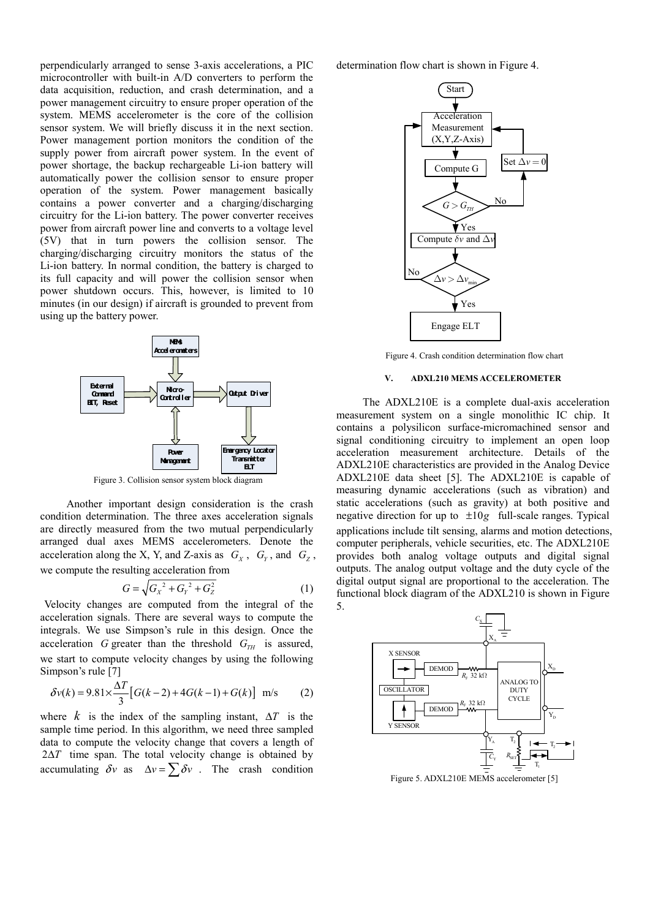perpendicularly arranged to sense 3-axis accelerations, a PIC microcontroller with built-in A/D converters to perform the data acquisition, reduction, and crash determination, and a power management circuitry to ensure proper operation of the system. MEMS accelerometer is the core of the collision sensor system. We will briefly discuss it in the next section. Power management portion monitors the condition of the supply power from aircraft power system. In the event of power shortage, the backup rechargeable Li-ion battery will automatically power the collision sensor to ensure proper operation of the system. Power management basically contains a power converter and a charging/discharging circuitry for the Li-ion battery. The power converter receives power from aircraft power line and converts to a voltage level (5V) that in turn powers the collision sensor. The charging/discharging circuitry monitors the status of the Li-ion battery. In normal condition, the battery is charged to its full capacity and will power the collision sensor when power shutdown occurs. This, however, is limited to 10 minutes (in our design) if aircraft is grounded to prevent from using up the battery power.

Figure 3. Collision sensor system block diagram

Another important design consideration is the crash condition determination. The three axes acceleration signals are directly measured from the two mutual perpendicularly arranged dual axes MEMS accelerometers. Denote the acceleration along the X, Y, and Z-axis as $G_X$, $G_Y$, and $G_Z$, we compute the resulting acceleration from

$$G = \sqrt{G_X^2 + G_Y^2 + G_Z^2} \tag{1}$$

Velocity changes are computed from the integral of the acceleration signals. There are several ways to compute the integrals. We use Simpson's rule in this design. Once the acceleration $G$ greater than the threshold $G_{TH}$ is assured, we start to compute velocity changes by using the following Simpson's rule [7]

$$\delta v(k) = 9.81 \times \frac{\Delta T}{3}\left[G(k-2) + 4G(k-1) + G(k)\right] \text{ m/s} \tag{2}$$

where $k$ is the index of the sampling instant, $\Delta T$ is the sample time period. In this algorithm, we need three sampled data to compute the velocity change that covers a length of $2\Delta T$ time span. The total velocity change is obtained by accumulating $\delta v$ as $\Delta v = \sum \delta v$. The crash condition determination flow chart is shown in Figure 4.

Figure 4. Crash condition determination flow chart

## V. ADXL210 MEMS ACCELEROMETER

The ADXL210E is a complete dual-axis acceleration measurement system on a single monolithic IC chip. It contains a polysilicon surface-micromachined sensor and signal conditioning circuitry to implement an open loop acceleration measurement architecture. Details of the ADXL210E characteristics are provided in the Analog Device ADXL210E data sheet [5]. The ADXL210E is capable of measuring dynamic accelerations (such as vibration) and static accelerations (such as gravity) at both positive and negative direction for up to $\pm 10g$ full-scale ranges. Typical applications include tilt sensing, alarms and motion detections, computer peripherals, vehicle securities, etc. The ADXL210E provides both analog voltage outputs and digital signal outputs. The analog output voltage and the duty cycle of the digital output signal are proportional to the acceleration. The functional block diagram of the ADXL210 is shown in Figure 5.

Figure 5. ADXL210E MEMS accelerometer [5]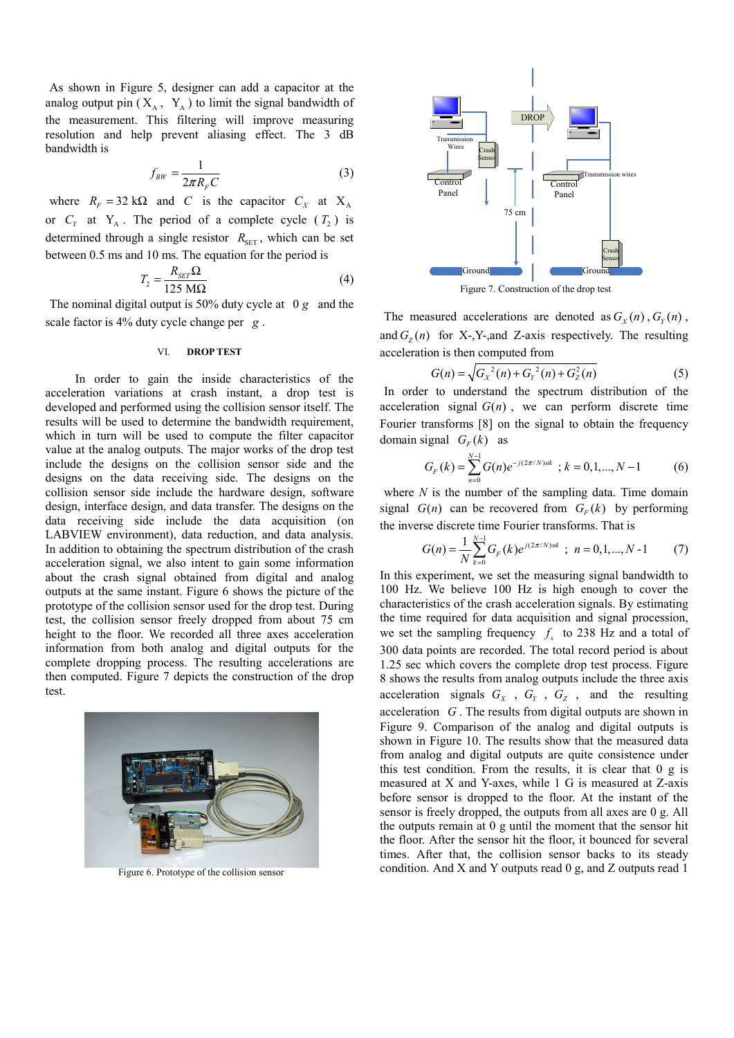As shown in Figure 5, designer can add a capacitor at the analog output pin ( $X_A$ , $Y_A$ ) to limit the signal bandwidth of the measurement. This filtering will improve measuring resolution and help prevent aliasing effect. The 3 dB bandwidth is

$$f_{BW} = \frac{1}{2\pi R_F C} \tag{3}$$

where $R_F = 32\ \text{k}\Omega$ and $C$ is the capacitor $C_X$ at $X_A$ or $C_Y$ at $Y_A$ . The period of a complete cycle ( $T_2$ ) is determined through a single resistor $R_{SET}$ , which can be set between 0.5 ms and 10 ms. The equation for the period is

$$T_2 = \frac{R_{SET}\Omega}{125\ \text{M}\Omega} \tag{4}$$

The nominal digital output is 50% duty cycle at $0\ g$ and the scale factor is 4% duty cycle change per $g$ .

## VI. DROP TEST

In order to gain the inside characteristics of the acceleration variations at crash instant, a drop test is developed and performed using the collision sensor itself. The results will be used to determine the bandwidth requirement, which in turn will be used to compute the filter capacitor value at the analog outputs. The major works of the drop test include the designs on the collision sensor side and the designs on the data receiving side. The designs on the collision sensor side include the hardware design, software design, interface design, and data transfer. The designs on the data receiving side include the data acquisition (on LABVIEW environment), data reduction, and data analysis. In addition to obtaining the spectrum distribution of the crash acceleration signal, we also intent to gain some information about the crash signal obtained from digital and analog outputs at the same instant. Figure 6 shows the picture of the prototype of the collision sensor used for the drop test. During test, the collision sensor freely dropped from about 75 cm height to the floor. We recorded all three axes acceleration information from both analog and digital outputs for the complete dropping process. The resulting accelerations are then computed. Figure 7 depicts the construction of the drop test.

Figure 6. Prototype of the collision sensor

Figure 7. Construction of the drop test

The measured accelerations are denoted as $G_X(n)$ , $G_Y(n)$ , and $G_Z(n)$ for X-,Y-,and Z-axis respectively. The resulting acceleration is then computed from

$$G(n) = \sqrt{G_X{}^2(n) + G_Y{}^2(n) + G_Z^2(n)} \tag{5}$$

In order to understand the spectrum distribution of the acceleration signal $G(n)$ , we can perform discrete time Fourier transforms [8] on the signal to obtain the frequency domain signal $G_F(k)$ as

$$G_F(k) = \sum_{n=0}^{N-1} G(n) e^{-j(2\pi/N)nk} \ ; k = 0,1,...,N-1 \tag{6}$$

where $N$ is the number of the sampling data. Time domain signal $G(n)$ can be recovered from $G_F(k)$ by performing the inverse discrete time Fourier transforms. That is

$$G(n) = \frac{1}{N}\sum_{k=0}^{N-1} G_F(k) e^{j(2\pi/N)nk} \ ; \ n = 0,1,...,N-1 \tag{7}$$

In this experiment, we set the measuring signal bandwidth to 100 Hz. We believe 100 Hz is high enough to cover the characteristics of the crash acceleration signals. By estimating the time required for data acquisition and signal procession, we set the sampling frequency $f_s$ to 238 Hz and a total of 300 data points are recorded. The total record period is about 1.25 sec which covers the complete drop test process. Figure 8 shows the results from analog outputs include the three axis acceleration signals $G_X$ , $G_Y$ , $G_Z$ , and the resulting acceleration $G$ . The results from digital outputs are shown in Figure 9. Comparison of the analog and digital outputs is shown in Figure 10. The results show that the measured data from analog and digital outputs are quite consistence under this test condition. From the results, it is clear that 0 g is measured at X and Y-axes, while 1 G is measured at Z-axis before sensor is dropped to the floor. At the instant of the sensor is freely dropped, the outputs from all axes are 0 g. All the outputs remain at 0 g until the moment that the sensor hit the floor. After the sensor hit the floor, it bounced for several times. After that, the collision sensor backs to its steady condition. And X and Y outputs read 0 g, and Z outputs read 1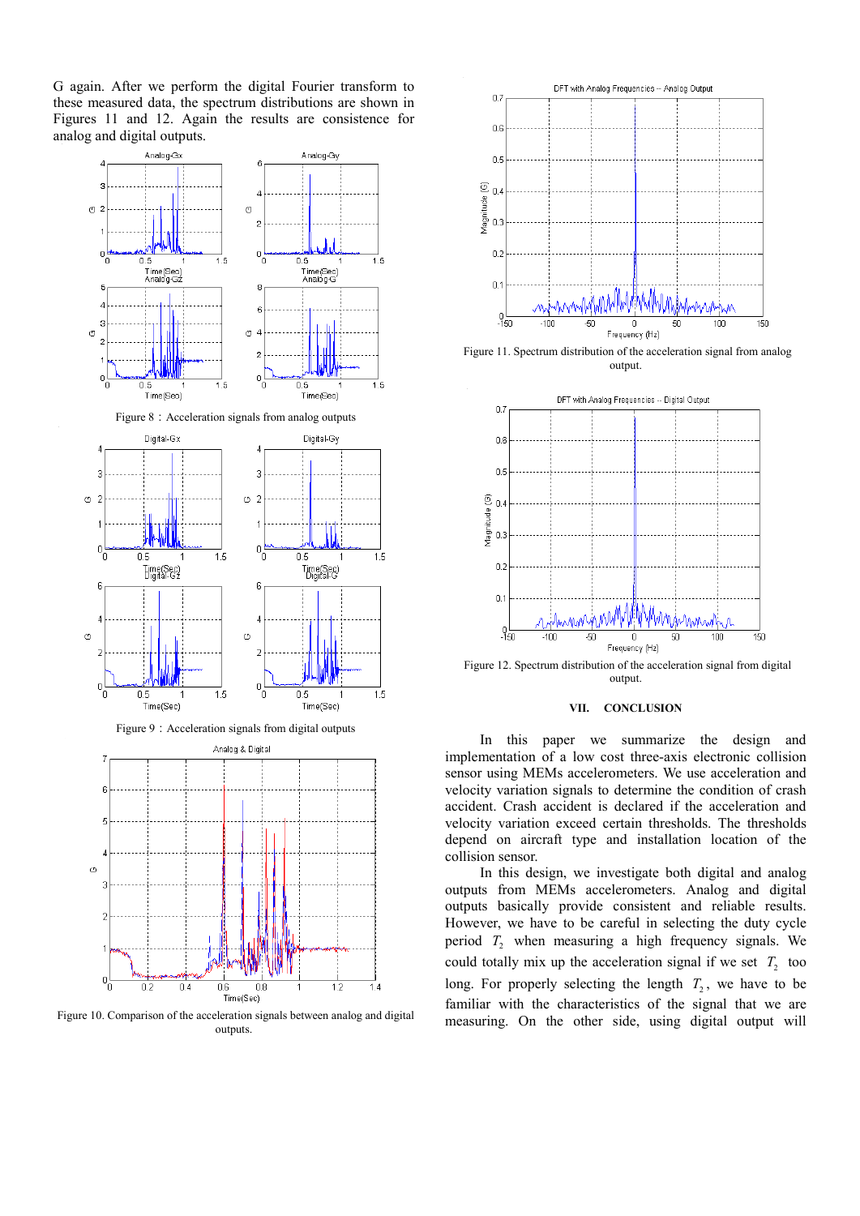G again. After we perform the digital Fourier transform to these measured data, the spectrum distributions are shown in Figures 11 and 12. Again the results are consistence for analog and digital outputs.

Figure 8 : Acceleration signals from analog outputs

Figure 9 : Acceleration signals from digital outputs

Figure 10. Comparison of the acceleration signals between analog and digital outputs.

Figure 11. Spectrum distribution of the acceleration signal from analog output.

Figure 12. Spectrum distribution of the acceleration signal from digital output.

## VII. CONCLUSION

In this paper we summarize the design and implementation of a low cost three-axis electronic collision sensor using MEMs accelerometers. We use acceleration and velocity variation signals to determine the condition of crash accident. Crash accident is declared if the acceleration and velocity variation exceed certain thresholds. The thresholds depend on aircraft type and installation location of the collision sensor.

In this design, we investigate both digital and analog outputs from MEMs accelerometers. Analog and digital outputs basically provide consistent and reliable results. However, we have to be careful in selecting the duty cycle period $T_2$ when measuring a high frequency signals. We could totally mix up the acceleration signal if we set $T_2$ too long. For properly selecting the length $T_2$, we have to be familiar with the characteristics of the signal that we are measuring. On the other side, using digital output will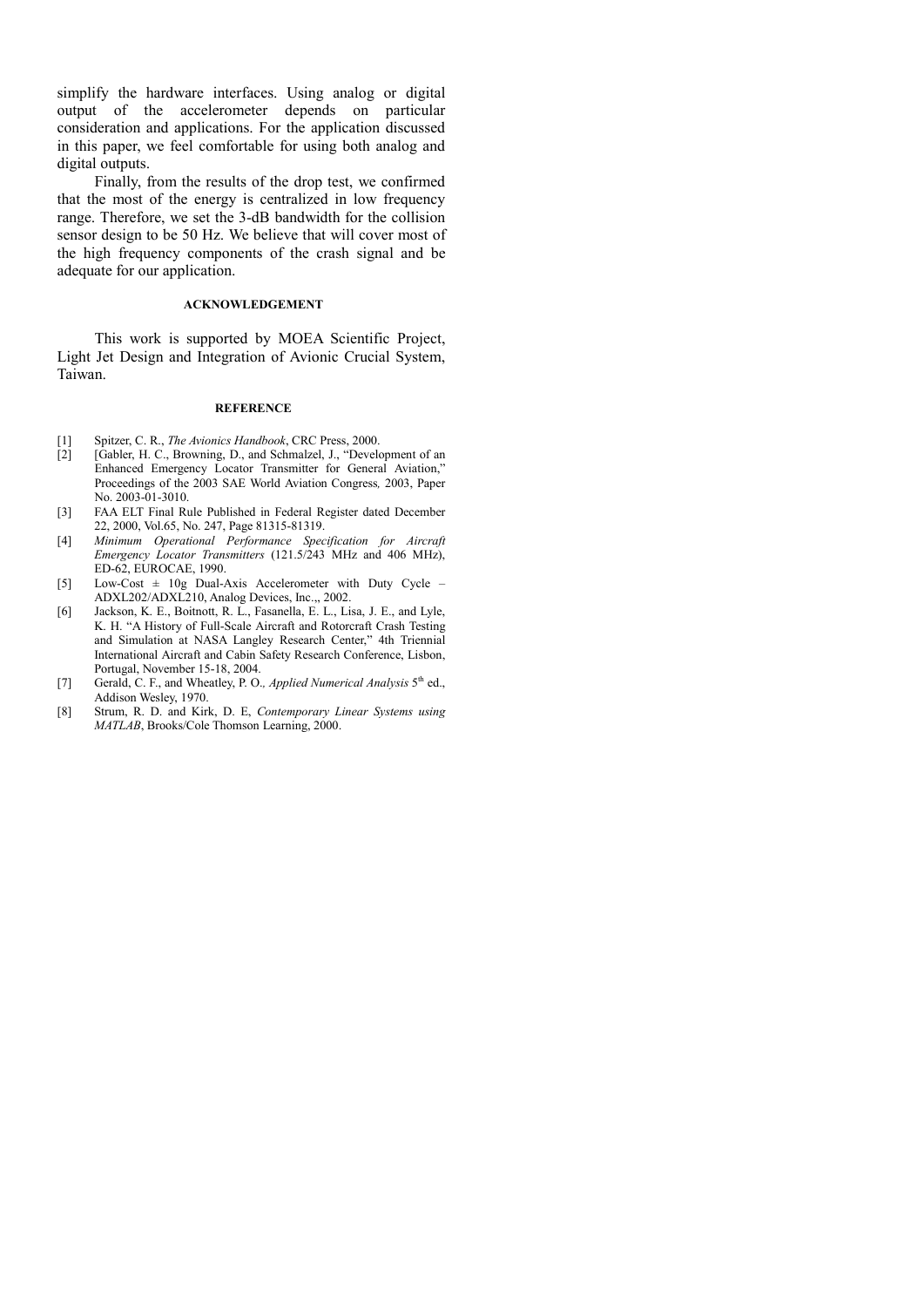simplify the hardware interfaces. Using analog or digital output of the accelerometer depends on particular consideration and applications. For the application discussed in this paper, we feel comfortable for using both analog and digital outputs.

Finally, from the results of the drop test, we confirmed that the most of the energy is centralized in low frequency range. Therefore, we set the 3-dB bandwidth for the collision sensor design to be 50 Hz. We believe that will cover most of the high frequency components of the crash signal and be adequate for our application.

## ACKNOWLEDGEMENT

This work is supported by MOEA Scientific Project, Light Jet Design and Integration of Avionic Crucial System, Taiwan.

## REFERENCE

[1] Spitzer, C. R., *The Avionics Handbook*, CRC Press, 2000.

[2] [Gabler, H. C., Browning, D., and Schmalzel, J., "Development of an Enhanced Emergency Locator Transmitter for General Aviation," Proceedings of the 2003 SAE World Aviation Congress, 2003, Paper No. 2003-01-3010.

[3] FAA ELT Final Rule Published in Federal Register dated December 22, 2000, Vol.65, No. 247, Page 81315-81319.

[4] *Minimum Operational Performance Specification for Aircraft Emergency Locator Transmitters* (121.5/243 MHz and 406 MHz), ED-62, EUROCAE, 1990.

[5] Low-Cost ± 10g Dual-Axis Accelerometer with Duty Cycle – ADXL202/ADXL210, Analog Devices, Inc.,, 2002.

[6] Jackson, K. E., Boitnott, R. L., Fasanella, E. L., Lisa, J. E., and Lyle, K. H. "A History of Full-Scale Aircraft and Rotorcraft Crash Testing and Simulation at NASA Langley Research Center," 4th Triennial International Aircraft and Cabin Safety Research Conference, Lisbon, Portugal, November 15-18, 2004.

[7] Gerald, C. F., and Wheatley, P. O., *Applied Numerical Analysis* 5th ed., Addison Wesley, 1970.

[8] Strum, R. D. and Kirk, D. E, *Contemporary Linear Systems using MATLAB*, Brooks/Cole Thomson Learning, 2000.